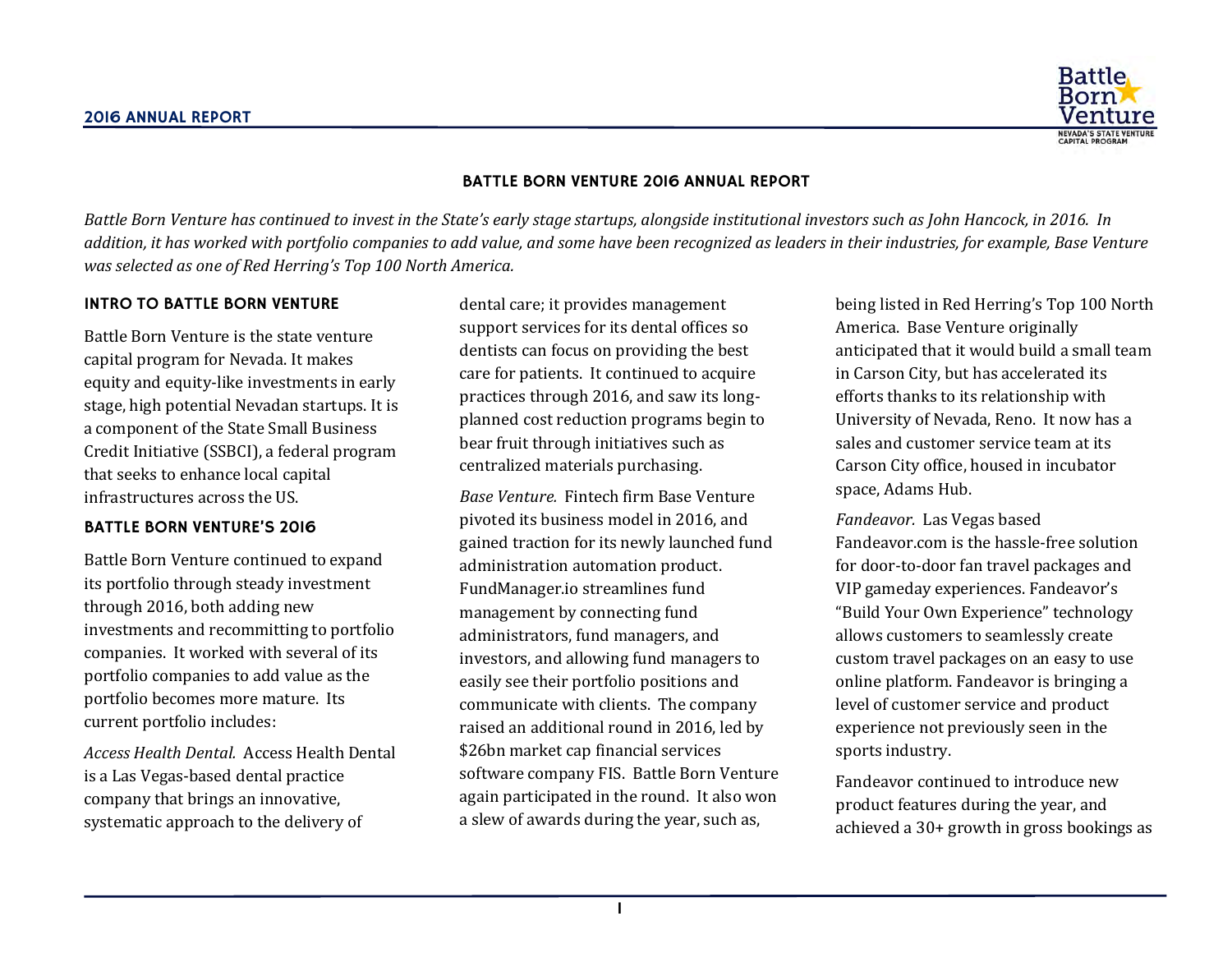# BATTLE BORN VENTURE 2016 ANNUAL REPORT

*Battle Born Venture has continued to invest in the State's early stage startups, alongside institutional investors such as John Hancock, in 2016. In addition, it has worked with portfolio companies to add value, and some have been recognized as leaders in their industries, for example, Base Venture was selected as one of Red Herring's Top 100 North America.*

## INTRO TO BATTLE BORN VENTURE

Battle Born Venture is the state venture capital program for Nevada. It makes equity and equity-like investments in early stage, high potential Nevadan startups. It is a component of the State Small Business Credit Initiative (SSBCI), a federal program that seeks to enhance local capital infrastructures across the US.

## BATTLE BORN VENTURE'S 2016

Battle Born Venture continued to expand its portfolio through steady investment through 2016, both adding new investments and recommitting to portfolio companies. It worked with several of its portfolio companies to add value as the portfolio becomes more mature. Its current portfolio includes:

*Access Health Dental.* Access Health Dental is a Las Vegas-based dental practice company that brings an innovative, systematic approach to the delivery of dental care; it provides management support services for its dental offices so dentists can focus on providing the best care for patients. It continued to acquire practices through 2016, and saw its long-planned cost reduction programs begin to bear fruit through initiatives such as centralized materials purchasing.

*Base Venture.* Fintech firm Base Venture pivoted its business model in 2016, and gained traction for its newly launched fund administration automation product. FundManager.io streamlines fund management by connecting fund administrators, fund managers, and investors, and allowing fund managers to easily see their portfolio positions and communicate with clients. The company raised an additional round in 2016, led by $26bn market cap financial services software company FIS. Battle Born Venture again participated in the round. It also won a slew of awards during the year, such as, being listed in Red Herring's Top 100 North America. Base Venture originally anticipated that it would build a small team in Carson City, but has accelerated its efforts thanks to its relationship with University of Nevada, Reno. It now has a sales and customer service team at its Carson City office, housed in incubator space, Adams Hub.

*Fandeavor.* Las Vegas based Fandeavor.com is the hassle-free solution for door-to-door fan travel packages and VIP gameday experiences. Fandeavor's "Build Your Own Experience" technology allows customers to seamlessly create custom travel packages on an easy to use online platform. Fandeavor is bringing a level of customer service and product experience not previously seen in the sports industry.

Fandeavor continued to introduce new product features during the year, and achieved a 30+ growth in gross bookings as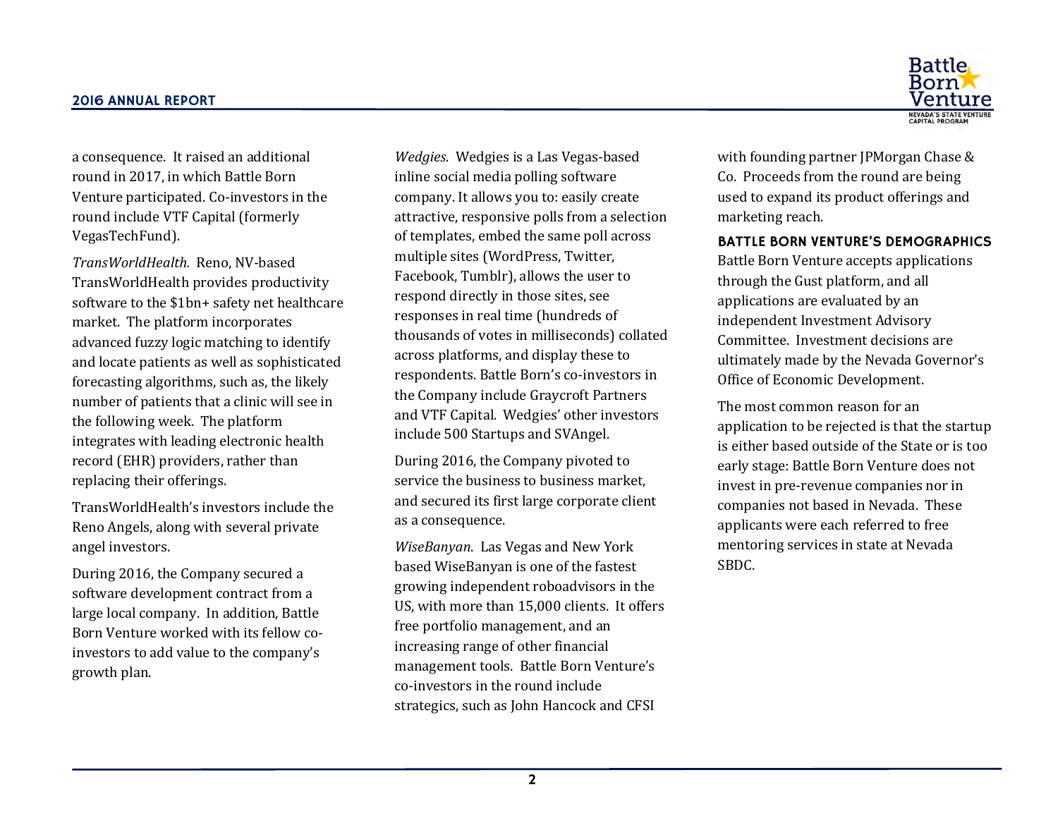a consequence. It raised an additional round in 2017, in which Battle Born Venture participated. Co-investors in the round include VTF Capital (formerly VegasTechFund).

*TransWorldHealth.* Reno, NV-based TransWorldHealth provides productivity software to the $1bn+ safety net healthcare market. The platform incorporates advanced fuzzy logic matching to identify and locate patients as well as sophisticated forecasting algorithms, such as, the likely number of patients that a clinic will see in the following week. The platform integrates with leading electronic health record (EHR) providers, rather than replacing their offerings.

TransWorldHealth's investors include the Reno Angels, along with several private angel investors.

During 2016, the Company secured a software development contract from a large local company. In addition, Battle Born Venture worked with its fellow co-investors to add value to the company's growth plan.

*Wedgies.* Wedgies is a Las Vegas-based inline social media polling software company. It allows you to: easily create attractive, responsive polls from a selection of templates, embed the same poll across multiple sites (WordPress, Twitter, Facebook, Tumblr), allows the user to respond directly in those sites, see responses in real time (hundreds of thousands of votes in milliseconds) collated across platforms, and display these to respondents. Battle Born's co-investors in the Company include Graycroft Partners and VTF Capital. Wedgies' other investors include 500 Startups and SVAngel.

During 2016, the Company pivoted to service the business to business market, and secured its first large corporate client as a consequence.

*WiseBanyan.* Las Vegas and New York based WiseBanyan is one of the fastest growing independent roboadvisors in the US, with more than 15,000 clients. It offers free portfolio management, and an increasing range of other financial management tools. Battle Born Venture's co-investors in the round include strategics, such as John Hancock and CFSI with founding partner JPMorgan Chase & Co. Proceeds from the round are being used to expand its product offerings and marketing reach.

## BATTLE BORN VENTURE'S DEMOGRAPHICS

Battle Born Venture accepts applications through the Gust platform, and all applications are evaluated by an independent Investment Advisory Committee. Investment decisions are ultimately made by the Nevada Governor's Office of Economic Development.

The most common reason for an application to be rejected is that the startup is either based outside of the State or is too early stage: Battle Born Venture does not invest in pre-revenue companies nor in companies not based in Nevada. These applicants were each referred to free mentoring services in state at Nevada SBDC.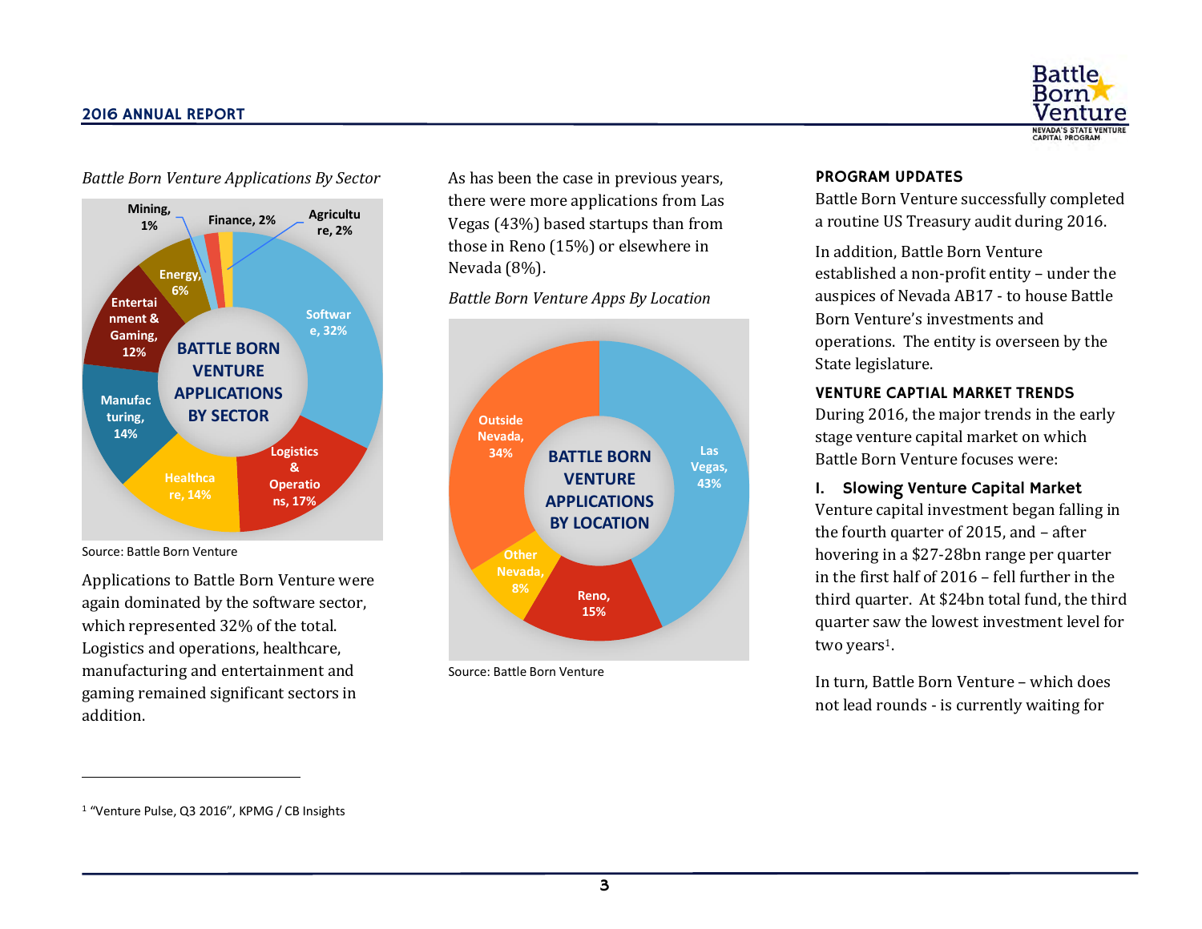*Battle Born Venture Applications By Sector*

| Sector | Share |
|---|---|
| Software | 32% |
| Logistics & Operations | 17% |
| Healthcare | 14% |
| Manufacturing | 14% |
| Entertainment & Gaming | 12% |
| Energy | 6% |
| Finance | 2% |
| Agriculture | 2% |
| Mining | 1% |

Source: Battle Born Venture

Applications to Battle Born Venture were again dominated by the software sector, which represented 32% of the total. Logistics and operations, healthcare, manufacturing and entertainment and gaming remained significant sectors in addition.

As has been the case in previous years, there were more applications from Las Vegas (43%) based startups than from those in Reno (15%) or elsewhere in Nevada (8%).

*Battle Born Venture Apps By Location*

| Location | Share |
|---|---|
| Las Vegas | 43% |
| Outside Nevada | 34% |
| Reno | 15% |
| Other Nevada | 8% |

Source: Battle Born Venture

## PROGRAM UPDATES

Battle Born Venture successfully completed a routine US Treasury audit during 2016.

In addition, Battle Born Venture established a non-profit entity – under the auspices of Nevada AB17 - to house Battle Born Venture's investments and operations. The entity is overseen by the State legislature.

## VENTURE CAPTIAL MARKET TRENDS

During 2016, the major trends in the early stage venture capital market on which Battle Born Venture focuses were:

### I. Slowing Venture Capital Market

Venture capital investment began falling in the fourth quarter of 2015, and – after hovering in a $27-28bn range per quarter in the first half of 2016 – fell further in the third quarter. At $24bn total fund, the third quarter saw the lowest investment level for two years[1].

In turn, Battle Born Venture – which does not lead rounds - is currently waiting for

[1] "Venture Pulse, Q3 2016", KPMG / CB Insights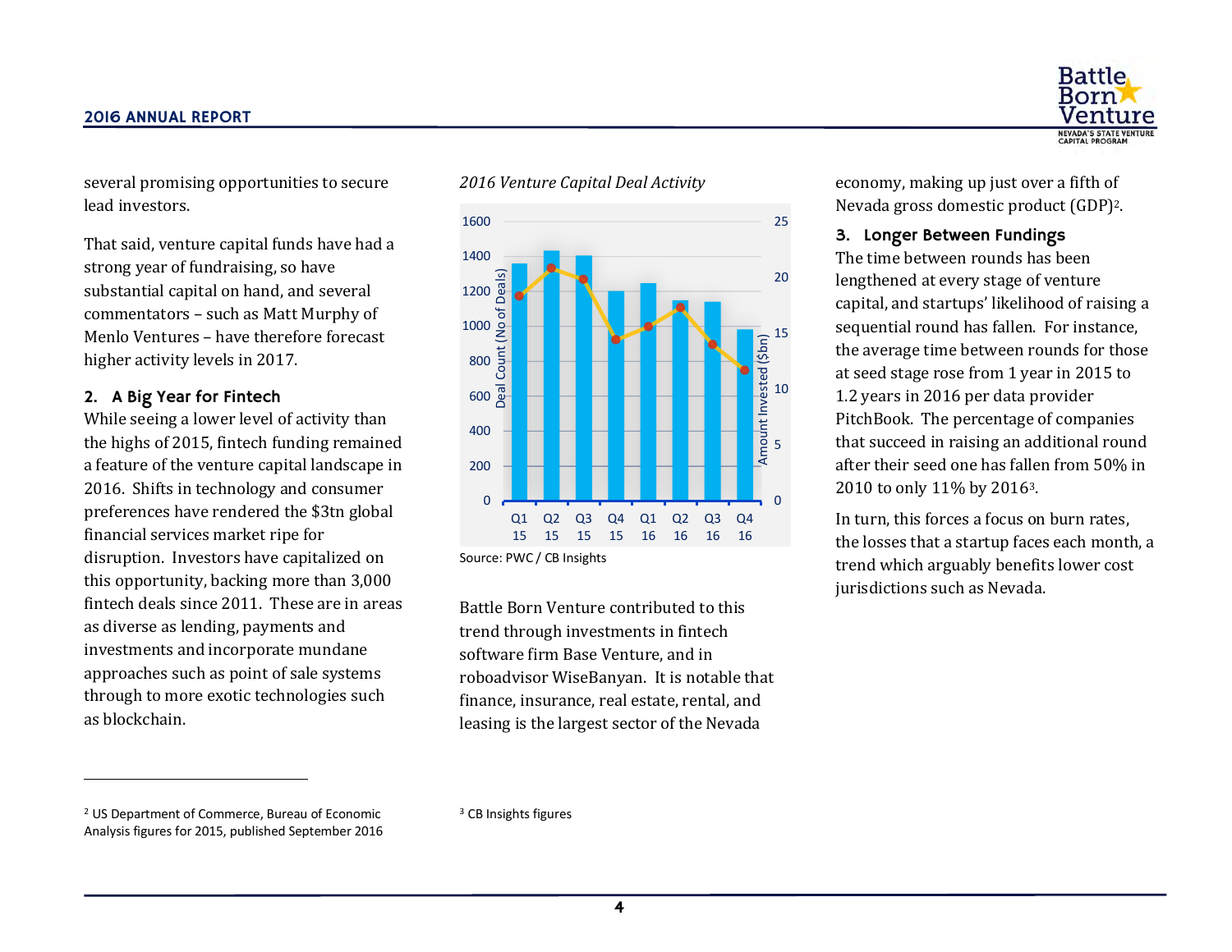several promising opportunities to secure lead investors.

That said, venture capital funds have had a strong year of fundraising, so have substantial capital on hand, and several commentators – such as Matt Murphy of Menlo Ventures – have therefore forecast higher activity levels in 2017.

## 2. A Big Year for Fintech

While seeing a lower level of activity than the highs of 2015, fintech funding remained a feature of the venture capital landscape in 2016. Shifts in technology and consumer preferences have rendered the $3tn global financial services market ripe for disruption. Investors have capitalized on this opportunity, backing more than 3,000 fintech deals since 2011. These are in areas as diverse as lending, payments and investments and incorporate mundane approaches such as point of sale systems through to more exotic technologies such as blockchain.

*2016 Venture Capital Deal Activity*

Deal Count (No of Deals)

1600
1400
1200
1000
800
600
400
200
0

Amount Invested ($bn)

25
20
15
10
5
0

Q1 15
Q2 15
Q3 15
Q4 15
Q1 16
Q2 16
Q3 16
Q4 16

Source: PWC / CB Insights

Battle Born Venture contributed to this trend through investments in fintech software firm Base Venture, and in roboadvisor WiseBanyan. It is notable that finance, insurance, real estate, rental, and leasing is the largest sector of the Nevada economy, making up just over a fifth of Nevada gross domestic product (GDP)[2].

## 3. Longer Between Fundings

The time between rounds has been lengthened at every stage of venture capital, and startups' likelihood of raising a sequential round has fallen. For instance, the average time between rounds for those at seed stage rose from 1 year in 2015 to 1.2 years in 2016 per data provider PitchBook. The percentage of companies that succeed in raising an additional round after their seed one has fallen from 50% in 2010 to only 11% by 2016[3].

In turn, this forces a focus on burn rates, the losses that a startup faces each month, a trend which arguably benefits lower cost jurisdictions such as Nevada.

---

[2] US Department of Commerce, Bureau of Economic Analysis figures for 2015, published September 2016

[3] CB Insights figures